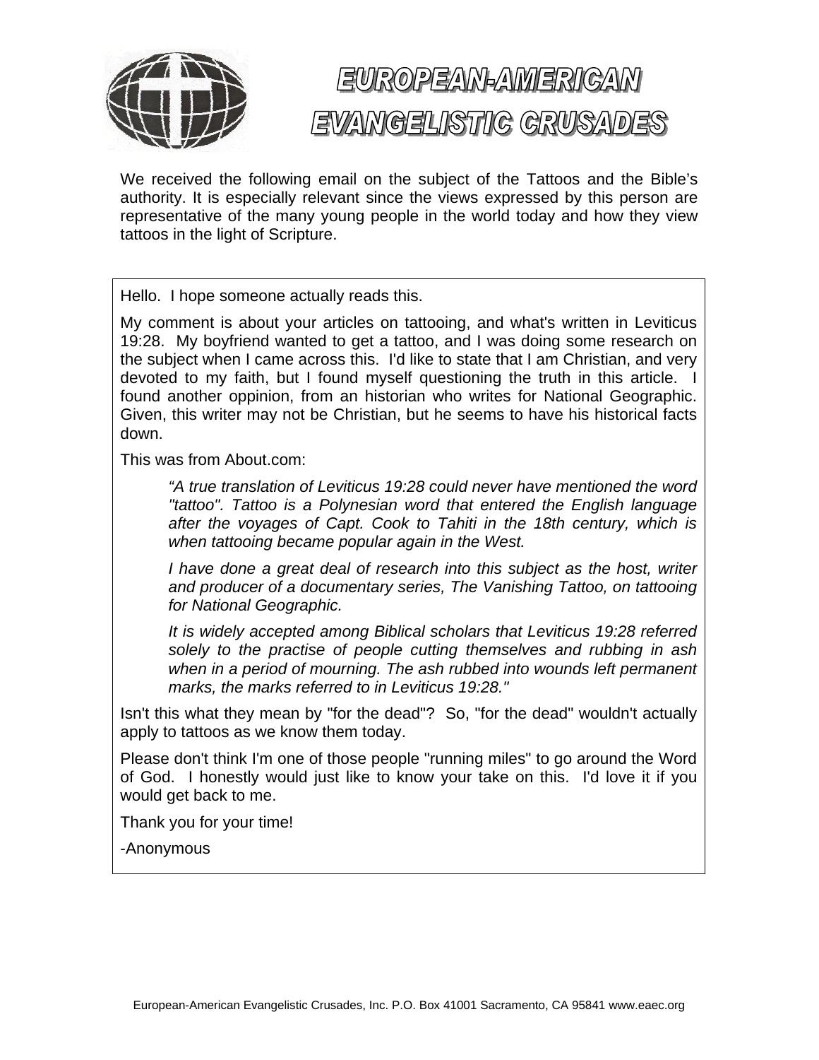# EUROPEAN-AMERICAN EVANGELISTIC CRUSADES

We received the following email on the subject of the Tattoos and the Bible's authority. It is especially relevant since the views expressed by this person are representative of the many young people in the world today and how they view tattoos in the light of Scripture.

---

Hello. I hope someone actually reads this.

My comment is about your articles on tattooing, and what's written in Leviticus 19:28. My boyfriend wanted to get a tattoo, and I was doing some research on the subject when I came across this. I'd like to state that I am Christian, and very devoted to my faith, but I found myself questioning the truth in this article. I found another oppinion, from an historian who writes for National Geographic. Given, this writer may not be Christian, but he seems to have his historical facts down.

This was from About.com:

> *"A true translation of Leviticus 19:28 could never have mentioned the word "tattoo". Tattoo is a Polynesian word that entered the English language after the voyages of Capt. Cook to Tahiti in the 18th century, which is when tattooing became popular again in the West.*
>
> *I have done a great deal of research into this subject as the host, writer and producer of a documentary series, The Vanishing Tattoo, on tattooing for National Geographic.*
>
> *It is widely accepted among Biblical scholars that Leviticus 19:28 referred solely to the practise of people cutting themselves and rubbing in ash when in a period of mourning. The ash rubbed into wounds left permanent marks, the marks referred to in Leviticus 19:28."*

Isn't this what they mean by "for the dead"? So, "for the dead" wouldn't actually apply to tattoos as we know them today.

Please don't think I'm one of those people "running miles" to go around the Word of God. I honestly would just like to know your take on this. I'd love it if you would get back to me.

Thank you for your time!

-Anonymous

---

European-American Evangelistic Crusades, Inc. P.O. Box 41001 Sacramento, CA 95841 www.eaec.org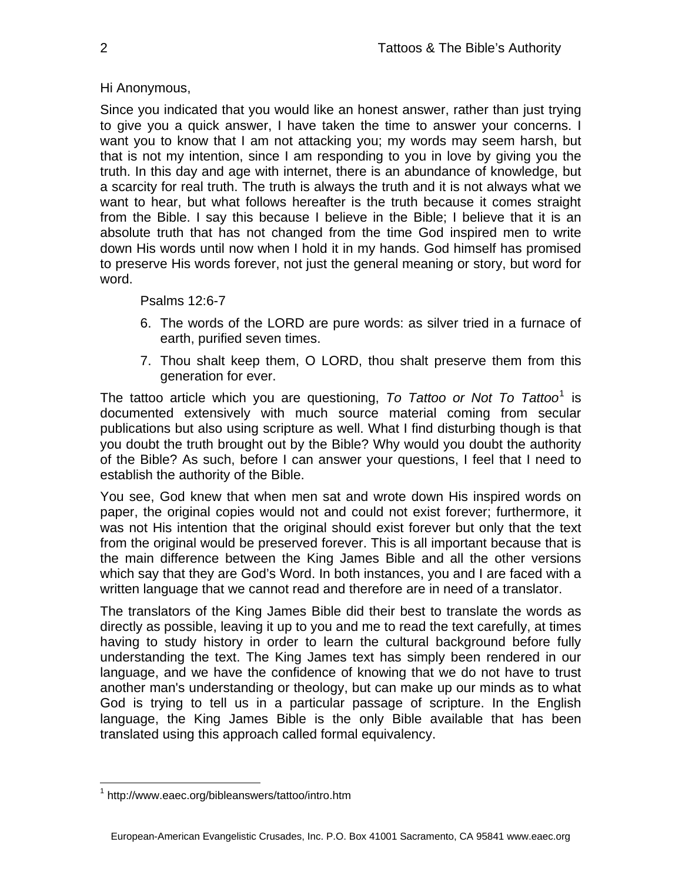Hi Anonymous,

Since you indicated that you would like an honest answer, rather than just trying to give you a quick answer, I have taken the time to answer your concerns. I want you to know that I am not attacking you; my words may seem harsh, but that is not my intention, since I am responding to you in love by giving you the truth. In this day and age with internet, there is an abundance of knowledge, but a scarcity for real truth. The truth is always the truth and it is not always what we want to hear, but what follows hereafter is the truth because it comes straight from the Bible. I say this because I believe in the Bible; I believe that it is an absolute truth that has not changed from the time God inspired men to write down His words until now when I hold it in my hands. God himself has promised to preserve His words forever, not just the general meaning or story, but word for word.

> Psalms 12:6-7
>
> 6. The words of the LORD are pure words: as silver tried in a furnace of earth, purified seven times.
> 7. Thou shalt keep them, O LORD, thou shalt preserve them from this generation for ever.

The tattoo article which you are questioning, *To Tattoo or Not To Tattoo*[1] is documented extensively with much source material coming from secular publications but also using scripture as well. What I find disturbing though is that you doubt the truth brought out by the Bible? Why would you doubt the authority of the Bible? As such, before I can answer your questions, I feel that I need to establish the authority of the Bible.

You see, God knew that when men sat and wrote down His inspired words on paper, the original copies would not and could not exist forever; furthermore, it was not His intention that the original should exist forever but only that the text from the original would be preserved forever. This is all important because that is the main difference between the King James Bible and all the other versions which say that they are God's Word. In both instances, you and I are faced with a written language that we cannot read and therefore are in need of a translator.

The translators of the King James Bible did their best to translate the words as directly as possible, leaving it up to you and me to read the text carefully, at times having to study history in order to learn the cultural background before fully understanding the text. The King James text has simply been rendered in our language, and we have the confidence of knowing that we do not have to trust another man's understanding or theology, but can make up our minds as to what God is trying to tell us in a particular passage of scripture. In the English language, the King James Bible is the only Bible available that has been translated using this approach called formal equivalency.

---

[1] http://www.eaec.org/bibleanswers/tattoo/intro.htm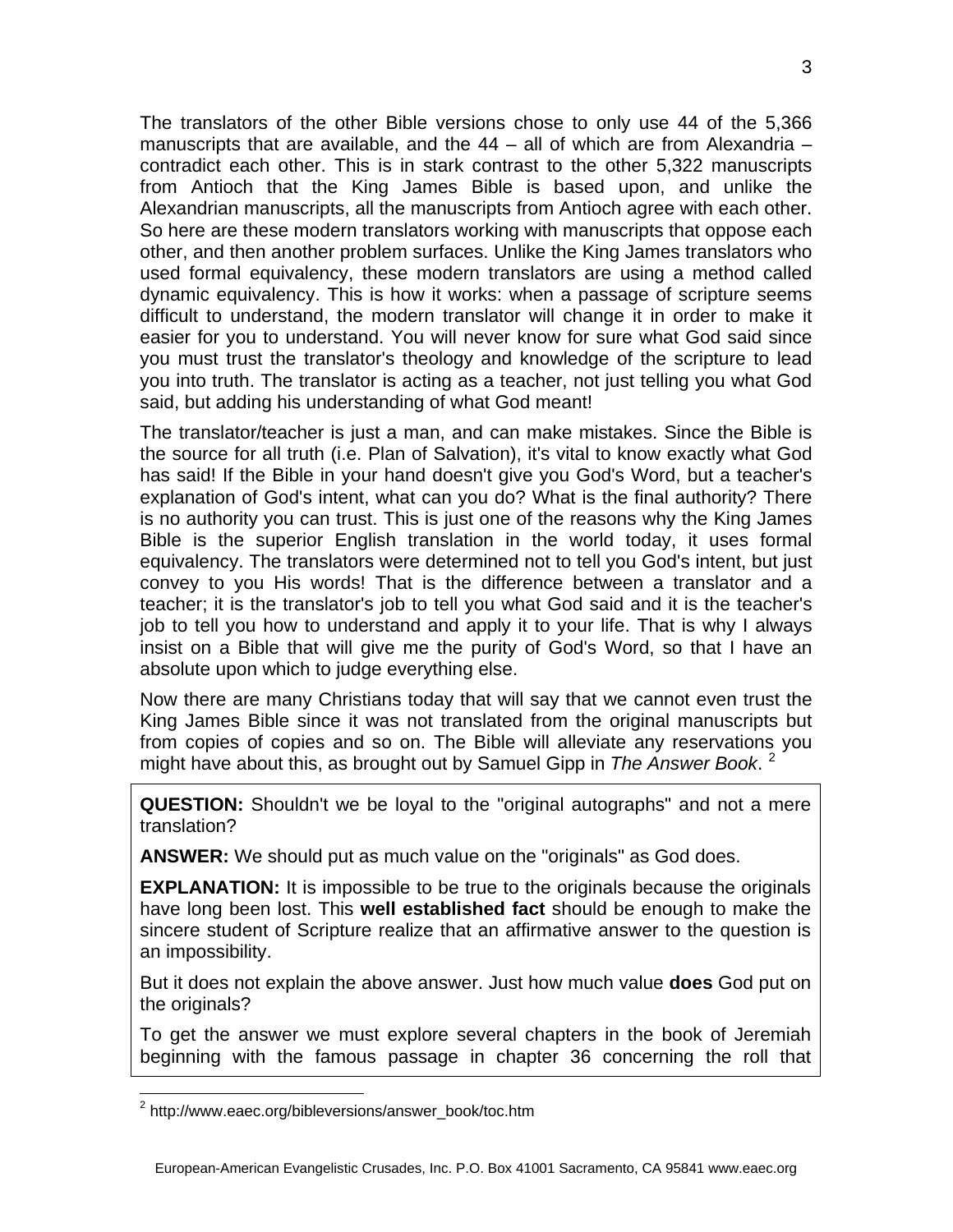The translators of the other Bible versions chose to only use 44 of the 5,366 manuscripts that are available, and the 44 – all of which are from Alexandria – contradict each other. This is in stark contrast to the other 5,322 manuscripts from Antioch that the King James Bible is based upon, and unlike the Alexandrian manuscripts, all the manuscripts from Antioch agree with each other. So here are these modern translators working with manuscripts that oppose each other, and then another problem surfaces. Unlike the King James translators who used formal equivalency, these modern translators are using a method called dynamic equivalency. This is how it works: when a passage of scripture seems difficult to understand, the modern translator will change it in order to make it easier for you to understand. You will never know for sure what God said since you must trust the translator's theology and knowledge of the scripture to lead you into truth. The translator is acting as a teacher, not just telling you what God said, but adding his understanding of what God meant!

The translator/teacher is just a man, and can make mistakes. Since the Bible is the source for all truth (i.e. Plan of Salvation), it's vital to know exactly what God has said! If the Bible in your hand doesn't give you God's Word, but a teacher's explanation of God's intent, what can you do? What is the final authority? There is no authority you can trust. This is just one of the reasons why the King James Bible is the superior English translation in the world today, it uses formal equivalency. The translators were determined not to tell you God's intent, but just convey to you His words! That is the difference between a translator and a teacher; it is the translator's job to tell you what God said and it is the teacher's job to tell you how to understand and apply it to your life. That is why I always insist on a Bible that will give me the purity of God's Word, so that I have an absolute upon which to judge everything else.

Now there are many Christians today that will say that we cannot even trust the King James Bible since it was not translated from the original manuscripts but from copies of copies and so on. The Bible will alleviate any reservations you might have about this, as brought out by Samuel Gipp in *The Answer Book*. [2]

> **QUESTION:** Shouldn't we be loyal to the "original autographs" and not a mere translation?
>
> **ANSWER:** We should put as much value on the "originals" as God does.
>
> **EXPLANATION:** It is impossible to be true to the originals because the originals have long been lost. This **well established fact** should be enough to make the sincere student of Scripture realize that an affirmative answer to the question is an impossibility.
>
> But it does not explain the above answer. Just how much value **does** God put on the originals?
>
> To get the answer we must explore several chapters in the book of Jeremiah beginning with the famous passage in chapter 36 concerning the roll that

[2] http://www.eaec.org/bibleversions/answer_book/toc.htm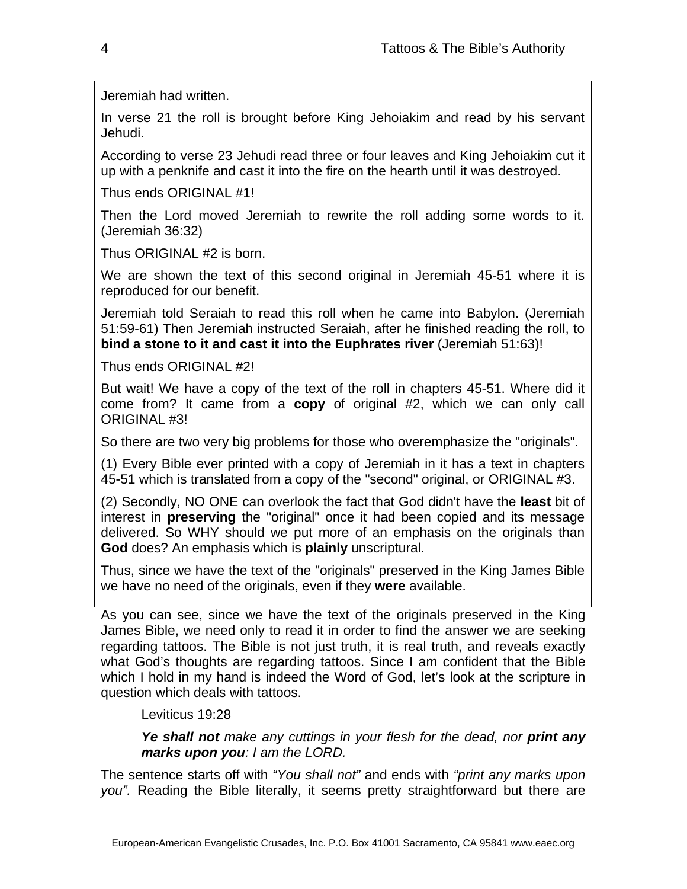Jeremiah had written.

In verse 21 the roll is brought before King Jehoiakim and read by his servant Jehudi.

According to verse 23 Jehudi read three or four leaves and King Jehoiakim cut it up with a penknife and cast it into the fire on the hearth until it was destroyed.

Thus ends ORIGINAL #1!

Then the Lord moved Jeremiah to rewrite the roll adding some words to it. (Jeremiah 36:32)

Thus ORIGINAL #2 is born.

We are shown the text of this second original in Jeremiah 45-51 where it is reproduced for our benefit.

Jeremiah told Seraiah to read this roll when he came into Babylon. (Jeremiah 51:59-61) Then Jeremiah instructed Seraiah, after he finished reading the roll, to **bind a stone to it and cast it into the Euphrates river** (Jeremiah 51:63)!

Thus ends ORIGINAL #2!

But wait! We have a copy of the text of the roll in chapters 45-51. Where did it come from? It came from a **copy** of original #2, which we can only call ORIGINAL #3!

So there are two very big problems for those who overemphasize the "originals".

(1) Every Bible ever printed with a copy of Jeremiah in it has a text in chapters 45-51 which is translated from a copy of the "second" original, or ORIGINAL #3.

(2) Secondly, NO ONE can overlook the fact that God didn't have the **least** bit of interest in **preserving** the "original" once it had been copied and its message delivered. So WHY should we put more of an emphasis on the originals than **God** does? An emphasis which is **plainly** unscriptural.

Thus, since we have the text of the "originals" preserved in the King James Bible we have no need of the originals, even if they **were** available.

As you can see, since we have the text of the originals preserved in the King James Bible, we need only to read it in order to find the answer we are seeking regarding tattoos. The Bible is not just truth, it is real truth, and reveals exactly what God's thoughts are regarding tattoos. Since I am confident that the Bible which I hold in my hand is indeed the Word of God, let's look at the scripture in question which deals with tattoos.

> Leviticus 19:28
>
> ***Ye shall not*** *make any cuttings in your flesh for the dead, nor* ***print any marks upon you****: I am the LORD.*

The sentence starts off with *"You shall not"* and ends with *"print any marks upon you".* Reading the Bible literally, it seems pretty straightforward but there are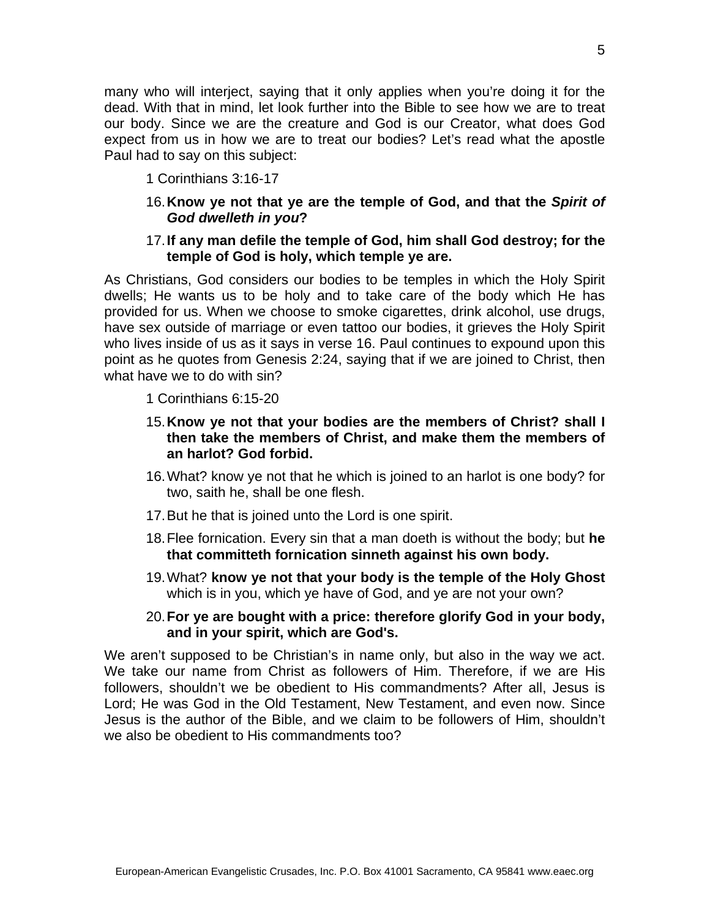many who will interject, saying that it only applies when you're doing it for the dead. With that in mind, let look further into the Bible to see how we are to treat our body. Since we are the creature and God is our Creator, what does God expect from us in how we are to treat our bodies? Let's read what the apostle Paul had to say on this subject:

1 Corinthians 3:16-17

16. **Know ye not that ye are the temple of God, and that the *Spirit of God dwelleth in you*?**

17. **If any man defile the temple of God, him shall God destroy; for the temple of God is holy, which temple ye are.**

As Christians, God considers our bodies to be temples in which the Holy Spirit dwells; He wants us to be holy and to take care of the body which He has provided for us. When we choose to smoke cigarettes, drink alcohol, use drugs, have sex outside of marriage or even tattoo our bodies, it grieves the Holy Spirit who lives inside of us as it says in verse 16. Paul continues to expound upon this point as he quotes from Genesis 2:24, saying that if we are joined to Christ, then what have we to do with sin?

1 Corinthians 6:15-20

15. **Know ye not that your bodies are the members of Christ? shall I then take the members of Christ, and make them the members of an harlot? God forbid.**

16. What? know ye not that he which is joined to an harlot is one body? for two, saith he, shall be one flesh.

17. But he that is joined unto the Lord is one spirit.

18. Flee fornication. Every sin that a man doeth is without the body; but **he that committeth fornication sinneth against his own body.**

19. What? **know ye not that your body is the temple of the Holy Ghost** which is in you, which ye have of God, and ye are not your own?

20. **For ye are bought with a price: therefore glorify God in your body, and in your spirit, which are God's.**

We aren't supposed to be Christian's in name only, but also in the way we act. We take our name from Christ as followers of Him. Therefore, if we are His followers, shouldn't we be obedient to His commandments? After all, Jesus is Lord; He was God in the Old Testament, New Testament, and even now. Since Jesus is the author of the Bible, and we claim to be followers of Him, shouldn't we also be obedient to His commandments too?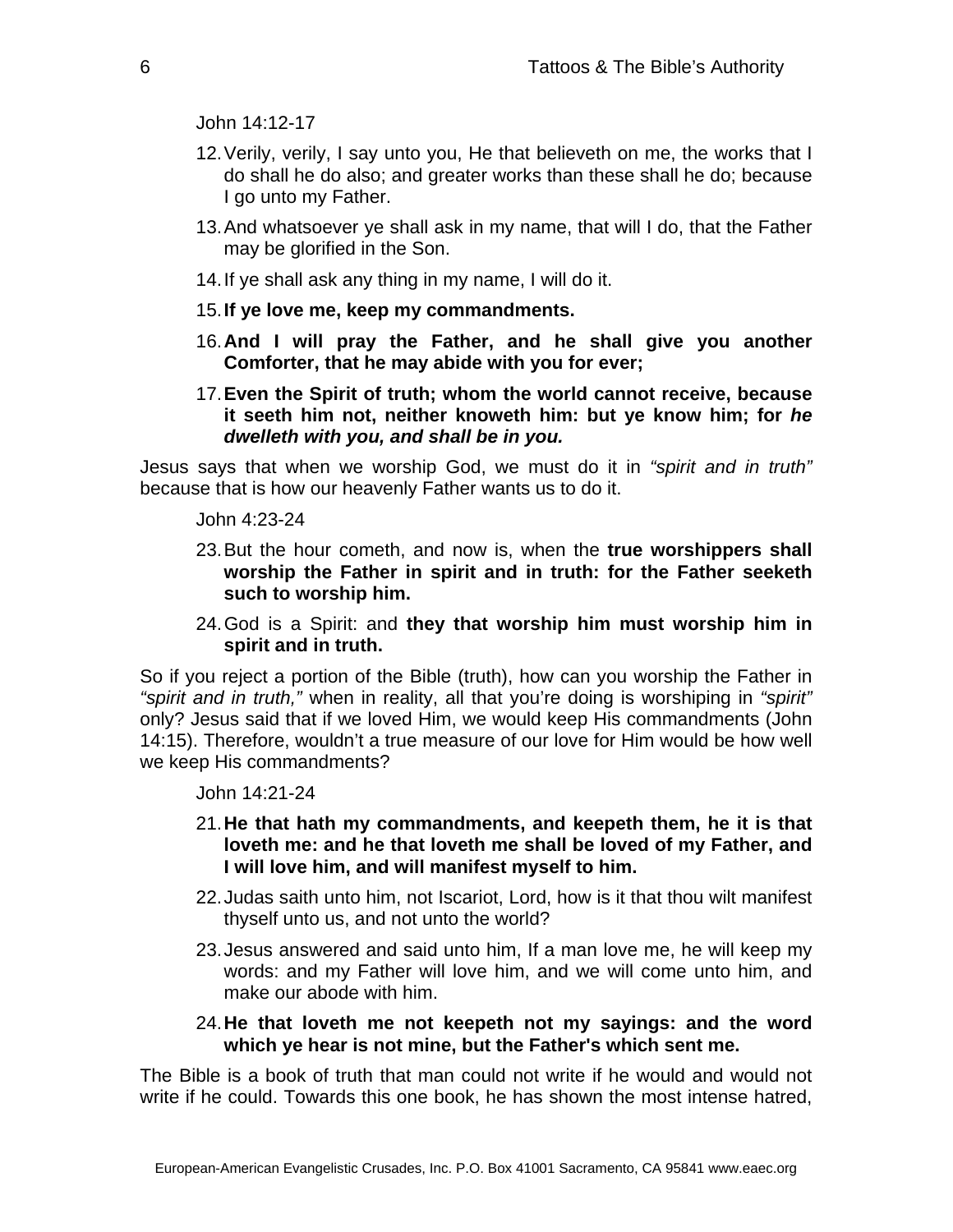John 14:12-17

12. Verily, verily, I say unto you, He that believeth on me, the works that I do shall he do also; and greater works than these shall he do; because I go unto my Father.
13. And whatsoever ye shall ask in my name, that will I do, that the Father may be glorified in the Son.
14. If ye shall ask any thing in my name, I will do it.
15. **If ye love me, keep my commandments.**
16. **And I will pray the Father, and he shall give you another Comforter, that he may abide with you for ever;**
17. **Even the Spirit of truth; whom the world cannot receive, because it seeth him not, neither knoweth him: but ye know him; for *he dwelleth with you, and shall be in you.***

Jesus says that when we worship God, we must do it in *"spirit and in truth"* because that is how our heavenly Father wants us to do it.

John 4:23-24

23. But the hour cometh, and now is, when the **true worshippers shall worship the Father in spirit and in truth: for the Father seeketh such to worship him.**
24. God is a Spirit: and **they that worship him must worship him in spirit and in truth.**

So if you reject a portion of the Bible (truth), how can you worship the Father in *"spirit and in truth,"* when in reality, all that you're doing is worshiping in *"spirit"* only? Jesus said that if we loved Him, we would keep His commandments (John 14:15). Therefore, wouldn't a true measure of our love for Him would be how well we keep His commandments?

John 14:21-24

21. **He that hath my commandments, and keepeth them, he it is that loveth me: and he that loveth me shall be loved of my Father, and I will love him, and will manifest myself to him.**
22. Judas saith unto him, not Iscariot, Lord, how is it that thou wilt manifest thyself unto us, and not unto the world?
23. Jesus answered and said unto him, If a man love me, he will keep my words: and my Father will love him, and we will come unto him, and make our abode with him.
24. **He that loveth me not keepeth not my sayings: and the word which ye hear is not mine, but the Father's which sent me.**

The Bible is a book of truth that man could not write if he would and would not write if he could. Towards this one book, he has shown the most intense hatred,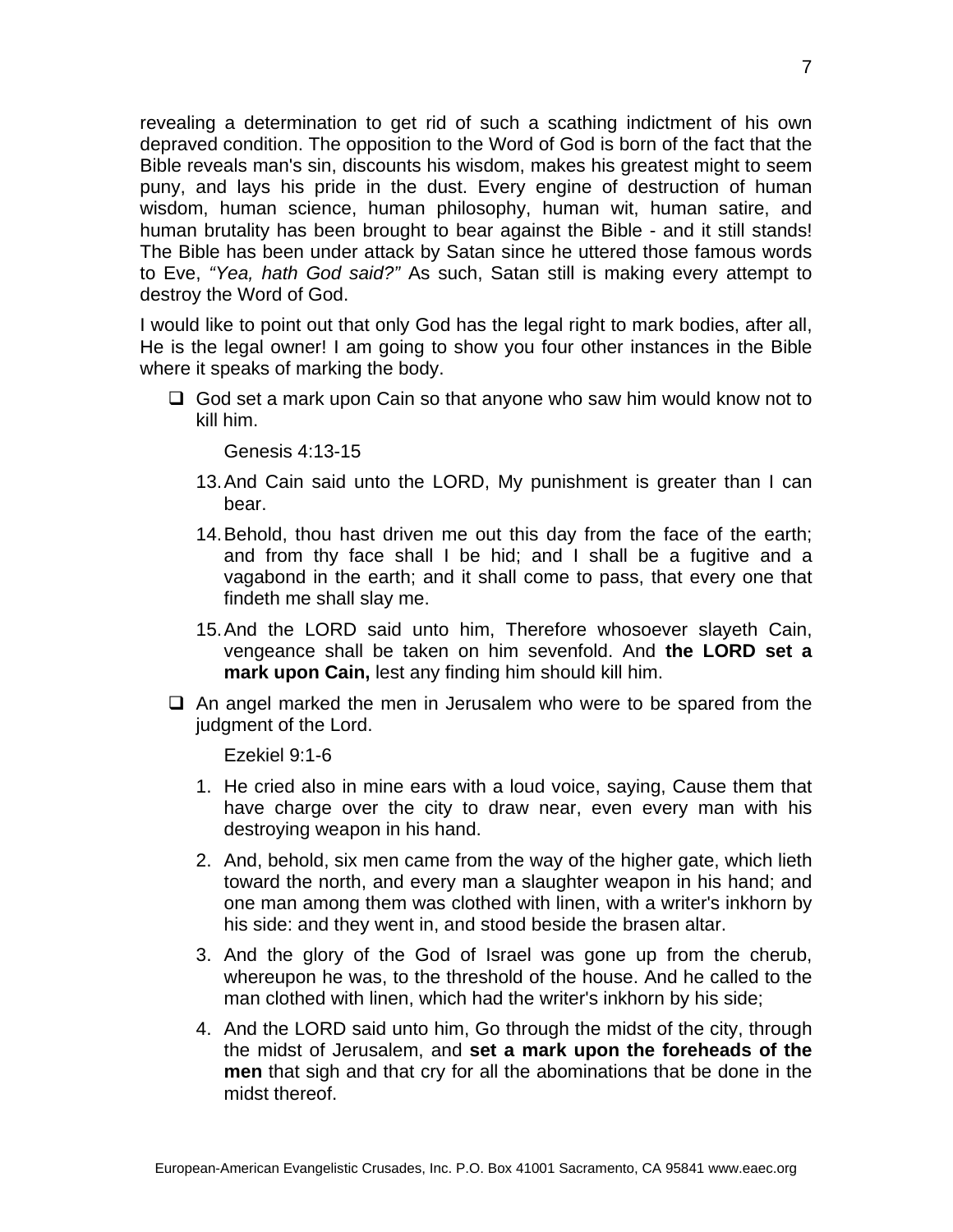revealing a determination to get rid of such a scathing indictment of his own depraved condition. The opposition to the Word of God is born of the fact that the Bible reveals man's sin, discounts his wisdom, makes his greatest might to seem puny, and lays his pride in the dust. Every engine of destruction of human wisdom, human science, human philosophy, human wit, human satire, and human brutality has been brought to bear against the Bible - and it still stands! The Bible has been under attack by Satan since he uttered those famous words to Eve, *"Yea, hath God said?"* As such, Satan still is making every attempt to destroy the Word of God.

I would like to point out that only God has the legal right to mark bodies, after all, He is the legal owner! I am going to show you four other instances in the Bible where it speaks of marking the body.

- ❑ God set a mark upon Cain so that anyone who saw him would know not to kill him.

  Genesis 4:13-15

  13. And Cain said unto the LORD, My punishment is greater than I can bear.
  14. Behold, thou hast driven me out this day from the face of the earth; and from thy face shall I be hid; and I shall be a fugitive and a vagabond in the earth; and it shall come to pass, that every one that findeth me shall slay me.
  15. And the LORD said unto him, Therefore whosoever slayeth Cain, vengeance shall be taken on him sevenfold. And **the LORD set a mark upon Cain,** lest any finding him should kill him.

- ❑ An angel marked the men in Jerusalem who were to be spared from the judgment of the Lord.

  Ezekiel 9:1-6

  1. He cried also in mine ears with a loud voice, saying, Cause them that have charge over the city to draw near, even every man with his destroying weapon in his hand.
  2. And, behold, six men came from the way of the higher gate, which lieth toward the north, and every man a slaughter weapon in his hand; and one man among them was clothed with linen, with a writer's inkhorn by his side: and they went in, and stood beside the brasen altar.
  3. And the glory of the God of Israel was gone up from the cherub, whereupon he was, to the threshold of the house. And he called to the man clothed with linen, which had the writer's inkhorn by his side;
  4. And the LORD said unto him, Go through the midst of the city, through the midst of Jerusalem, and **set a mark upon the foreheads of the men** that sigh and that cry for all the abominations that be done in the midst thereof.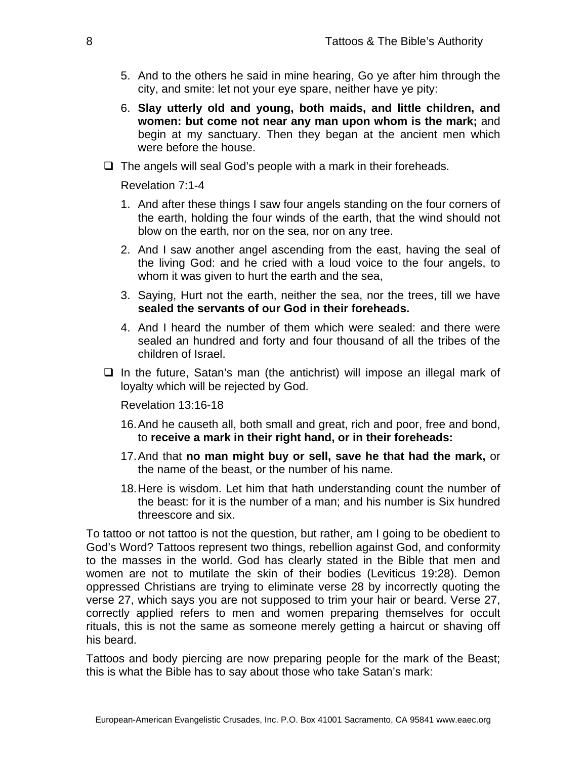5. And to the others he said in mine hearing, Go ye after him through the city, and smite: let not your eye spare, neither have ye pity:
6. **Slay utterly old and young, both maids, and little children, and women: but come not near any man upon whom is the mark;** and begin at my sanctuary. Then they began at the ancient men which were before the house.

- The angels will seal God's people with a mark in their foreheads.

  Revelation 7:1-4

  1. And after these things I saw four angels standing on the four corners of the earth, holding the four winds of the earth, that the wind should not blow on the earth, nor on the sea, nor on any tree.
  2. And I saw another angel ascending from the east, having the seal of the living God: and he cried with a loud voice to the four angels, to whom it was given to hurt the earth and the sea,
  3. Saying, Hurt not the earth, neither the sea, nor the trees, till we have **sealed the servants of our God in their foreheads.**
  4. And I heard the number of them which were sealed: and there were sealed an hundred and forty and four thousand of all the tribes of the children of Israel.

- In the future, Satan's man (the antichrist) will impose an illegal mark of loyalty which will be rejected by God.

  Revelation 13:16-18

  16. And he causeth all, both small and great, rich and poor, free and bond, to **receive a mark in their right hand, or in their foreheads:**
  17. And that **no man might buy or sell, save he that had the mark,** or the name of the beast, or the number of his name.
  18. Here is wisdom. Let him that hath understanding count the number of the beast: for it is the number of a man; and his number is Six hundred threescore and six.

To tattoo or not tattoo is not the question, but rather, am I going to be obedient to God's Word? Tattoos represent two things, rebellion against God, and conformity to the masses in the world. God has clearly stated in the Bible that men and women are not to mutilate the skin of their bodies (Leviticus 19:28). Demon oppressed Christians are trying to eliminate verse 28 by incorrectly quoting the verse 27, which says you are not supposed to trim your hair or beard. Verse 27, correctly applied refers to men and women preparing themselves for occult rituals, this is not the same as someone merely getting a haircut or shaving off his beard.

Tattoos and body piercing are now preparing people for the mark of the Beast; this is what the Bible has to say about those who take Satan's mark: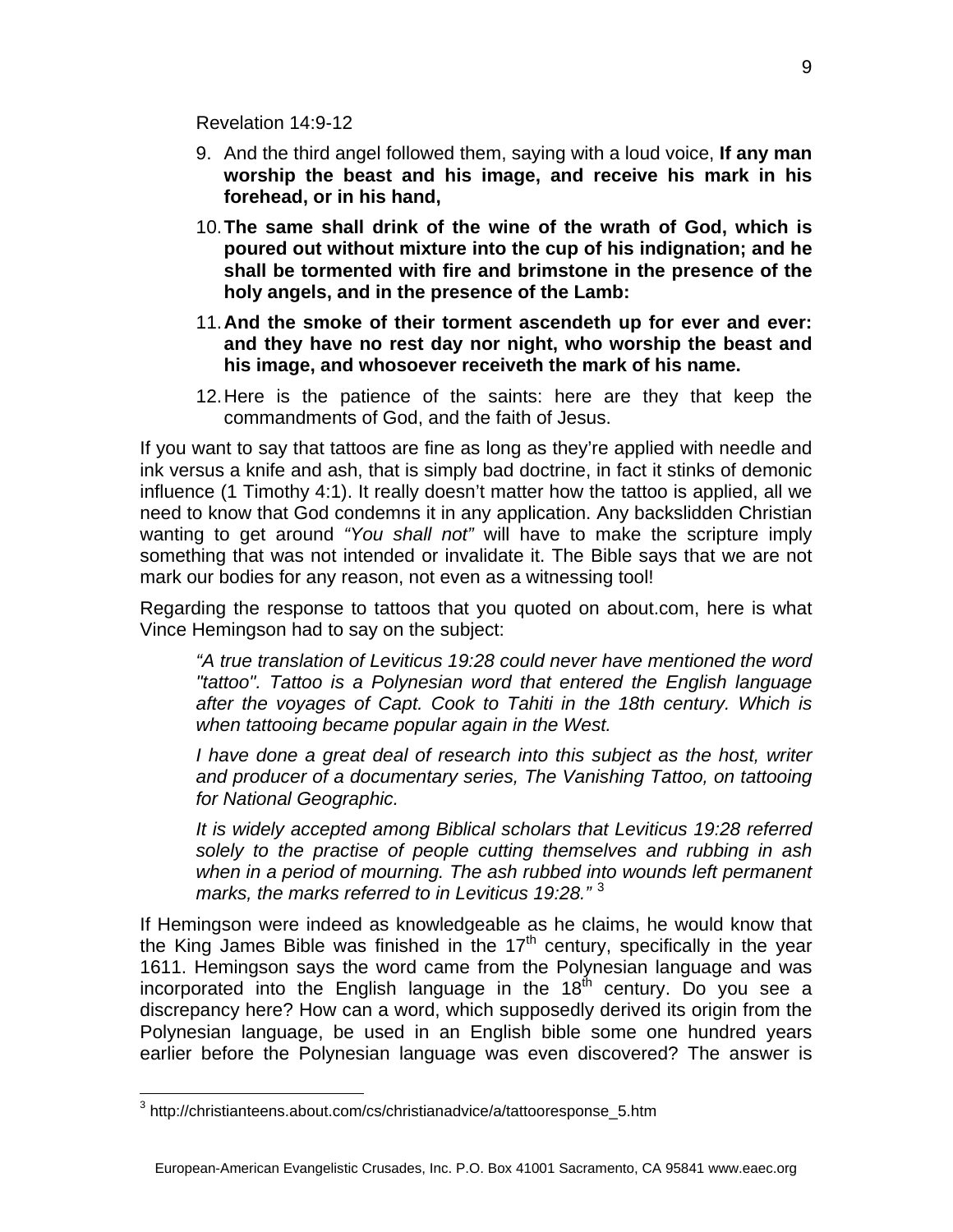Revelation 14:9-12

9. And the third angel followed them, saying with a loud voice, **If any man worship the beast and his image, and receive his mark in his forehead, or in his hand,**
10. **The same shall drink of the wine of the wrath of God, which is poured out without mixture into the cup of his indignation; and he shall be tormented with fire and brimstone in the presence of the holy angels, and in the presence of the Lamb:**
11. **And the smoke of their torment ascendeth up for ever and ever: and they have no rest day nor night, who worship the beast and his image, and whosoever receiveth the mark of his name.**
12. Here is the patience of the saints: here are they that keep the commandments of God, and the faith of Jesus.

If you want to say that tattoos are fine as long as they're applied with needle and ink versus a knife and ash, that is simply bad doctrine, in fact it stinks of demonic influence (1 Timothy 4:1). It really doesn't matter how the tattoo is applied, all we need to know that God condemns it in any application. Any backslidden Christian wanting to get around *"You shall not"* will have to make the scripture imply something that was not intended or invalidate it. The Bible says that we are not mark our bodies for any reason, not even as a witnessing tool!

Regarding the response to tattoos that you quoted on about.com, here is what Vince Hemingson had to say on the subject:

> *"A true translation of Leviticus 19:28 could never have mentioned the word "tattoo". Tattoo is a Polynesian word that entered the English language after the voyages of Capt. Cook to Tahiti in the 18th century. Which is when tattooing became popular again in the West.*
>
> *I have done a great deal of research into this subject as the host, writer and producer of a documentary series, The Vanishing Tattoo, on tattooing for National Geographic.*
>
> *It is widely accepted among Biblical scholars that Leviticus 19:28 referred solely to the practise of people cutting themselves and rubbing in ash when in a period of mourning. The ash rubbed into wounds left permanent marks, the marks referred to in Leviticus 19:28."* [3]

If Hemingson were indeed as knowledgeable as he claims, he would know that the King James Bible was finished in the 17th century, specifically in the year 1611. Hemingson says the word came from the Polynesian language and was incorporated into the English language in the 18th century. Do you see a discrepancy here? How can a word, which supposedly derived its origin from the Polynesian language, be used in an English bible some one hundred years earlier before the Polynesian language was even discovered? The answer is

[3] http://christianteens.about.com/cs/christianadvice/a/tattooresponse_5.htm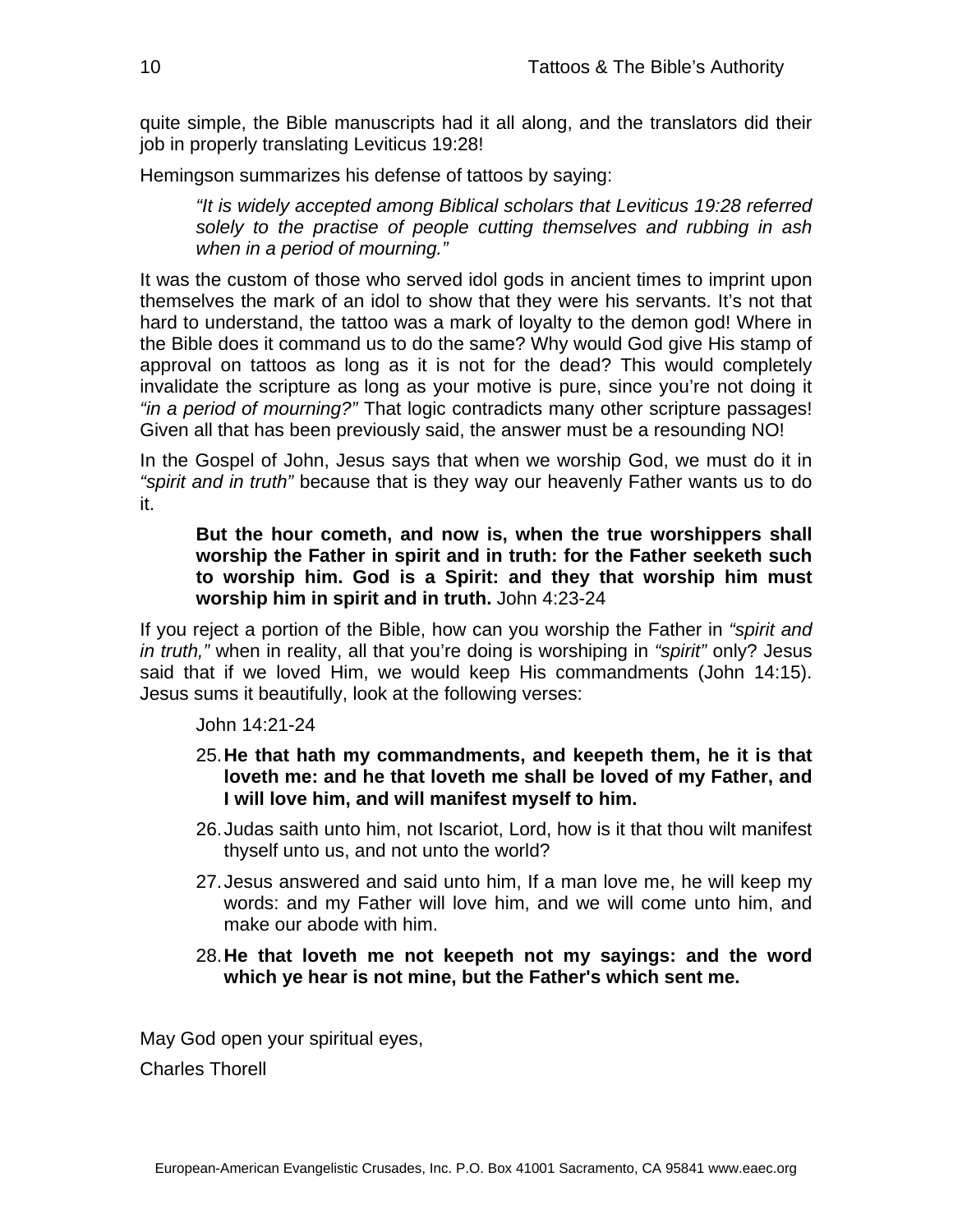quite simple, the Bible manuscripts had it all along, and the translators did their job in properly translating Leviticus 19:28!

Hemingson summarizes his defense of tattoos by saying:

> *"It is widely accepted among Biblical scholars that Leviticus 19:28 referred solely to the practise of people cutting themselves and rubbing in ash when in a period of mourning."*

It was the custom of those who served idol gods in ancient times to imprint upon themselves the mark of an idol to show that they were his servants. It's not that hard to understand, the tattoo was a mark of loyalty to the demon god! Where in the Bible does it command us to do the same? Why would God give His stamp of approval on tattoos as long as it is not for the dead? This would completely invalidate the scripture as long as your motive is pure, since you're not doing it *"in a period of mourning?"* That logic contradicts many other scripture passages! Given all that has been previously said, the answer must be a resounding NO!

In the Gospel of John, Jesus says that when we worship God, we must do it in *"spirit and in truth"* because that is they way our heavenly Father wants us to do it.

> **But the hour cometh, and now is, when the true worshippers shall worship the Father in spirit and in truth: for the Father seeketh such to worship him. God is a Spirit: and they that worship him must worship him in spirit and in truth.** John 4:23-24

If you reject a portion of the Bible, how can you worship the Father in *"spirit and in truth,"* when in reality, all that you're doing is worshiping in *"spirit"* only? Jesus said that if we loved Him, we would keep His commandments (John 14:15). Jesus sums it beautifully, look at the following verses:

John 14:21-24

25. **He that hath my commandments, and keepeth them, he it is that loveth me: and he that loveth me shall be loved of my Father, and I will love him, and will manifest myself to him.**
26. Judas saith unto him, not Iscariot, Lord, how is it that thou wilt manifest thyself unto us, and not unto the world?
27. Jesus answered and said unto him, If a man love me, he will keep my words: and my Father will love him, and we will come unto him, and make our abode with him.
28. **He that loveth me not keepeth not my sayings: and the word which ye hear is not mine, but the Father's which sent me.**

May God open your spiritual eyes,

Charles Thorell

European-American Evangelistic Crusades, Inc. P.O. Box 41001 Sacramento, CA 95841 www.eaec.org